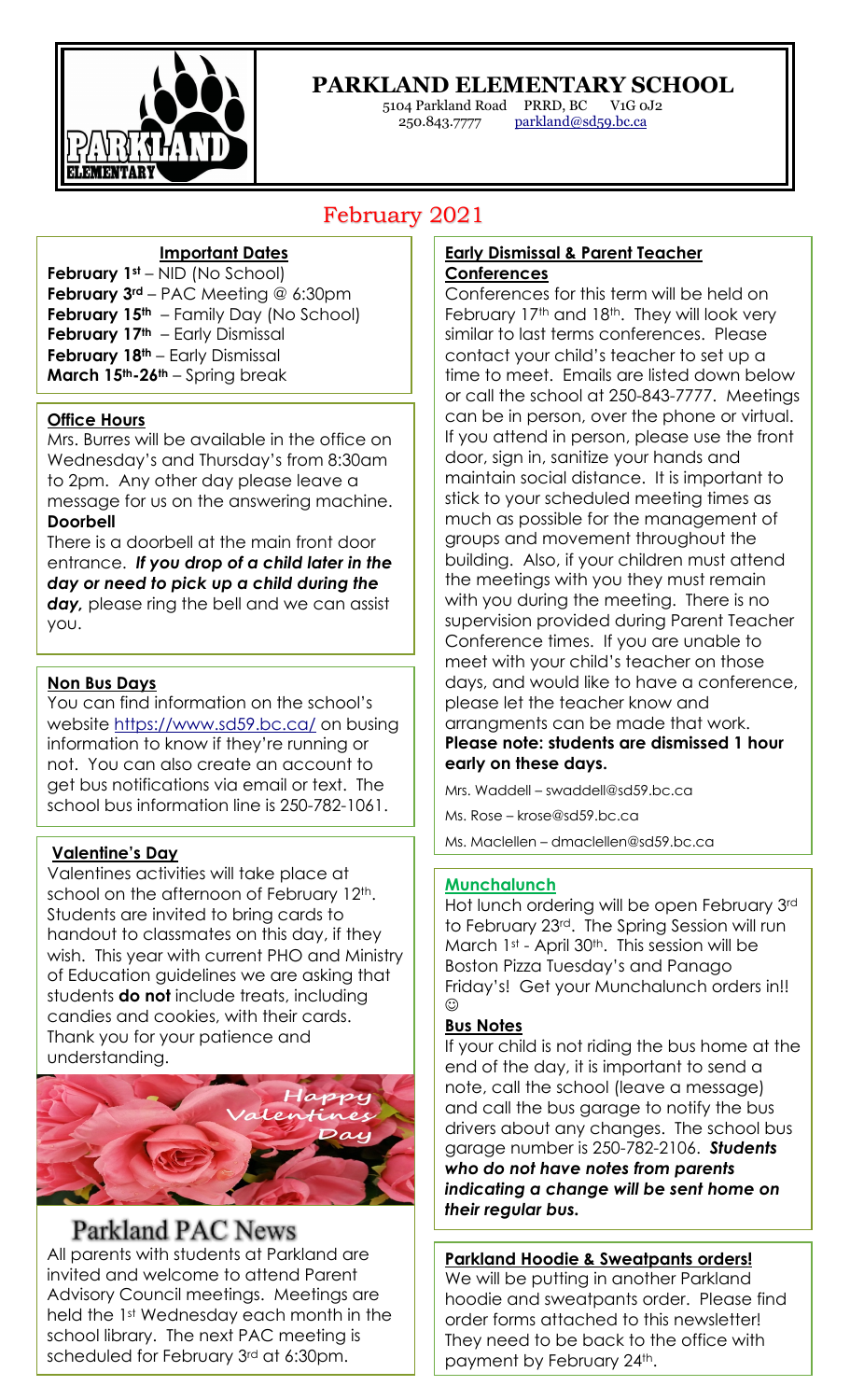# PARKLAND ELEMENTARY SCHOOL

5104 Parkland Road PRRD, BC V1G 0J2
250.843.7777 parkland@sd59.bc.ca

## February 2021

### Important Dates

**February 1st** – NID (No School)
**February 3rd** – PAC Meeting @ 6:30pm
**February 15th** – Family Day (No School)
**February 17th** – Early Dismissal
**February 18th** – Early Dismissal
**March 15th-26th** – Spring break

### Office Hours

Mrs. Burres will be available in the office on Wednesday's and Thursday's from 8:30am to 2pm. Any other day please leave a message for us on the answering machine.

**Doorbell**

There is a doorbell at the main front door entrance. ***If you drop of a child later in the day or need to pick up a child during the day,*** please ring the bell and we can assist you.

### Non Bus Days

You can find information on the school's website https://www.sd59.bc.ca/ on busing information to know if they're running or not. You can also create an account to get bus notifications via email or text. The school bus information line is 250-782-1061.

### Valentine's Day

Valentines activities will take place at school on the afternoon of February 12th. Students are invited to bring cards to handout to classmates on this day, if they wish. This year with current PHO and Ministry of Education guidelines we are asking that students **do not** include treats, including candies and cookies, with their cards. Thank you for your patience and understanding.

Happy Valentines Day

## Parkland PAC News

All parents with students at Parkland are invited and welcome to attend Parent Advisory Council meetings. Meetings are held the 1st Wednesday each month in the school library. The next PAC meeting is scheduled for February 3rd at 6:30pm.

### Early Dismissal & Parent Teacher Conferences

Conferences for this term will be held on February 17th and 18th. They will look very similar to last terms conferences. Please contact your child's teacher to set up a time to meet. Emails are listed down below or call the school at 250-843-7777. Meetings can be in person, over the phone or virtual. If you attend in person, please use the front door, sign in, sanitize your hands and maintain social distance. It is important to stick to your scheduled meeting times as much as possible for the management of groups and movement throughout the building. Also, if your children must attend the meetings with you they must remain with you during the meeting. There is no supervision provided during Parent Teacher Conference times. If you are unable to meet with your child's teacher on those days, and would like to have a conference, please let the teacher know and arrangments can be made that work.
**Please note: students are dismissed 1 hour early on these days.**

Mrs. Waddell – swaddell@sd59.bc.ca

Ms. Rose – krose@sd59.bc.ca

Ms. Maclellen – dmaclellen@sd59.bc.ca

### Munchalunch

Hot lunch ordering will be open February 3rd to February 23rd. The Spring Session will run March 1st - April 30th. This session will be Boston Pizza Tuesday's and Panago Friday's! Get your Munchalunch orders in!! ☺

### Bus Notes

If your child is not riding the bus home at the end of the day, it is important to send a note, call the school (leave a message) and call the bus garage to notify the bus drivers about any changes. The school bus garage number is 250-782-2106. ***Students who do not have notes from parents indicating a change will be sent home on their regular bus.***

### Parkland Hoodie & Sweatpants orders!

We will be putting in another Parkland hoodie and sweatpants order. Please find order forms attached to this newsletter! They need to be back to the office with payment by February 24th.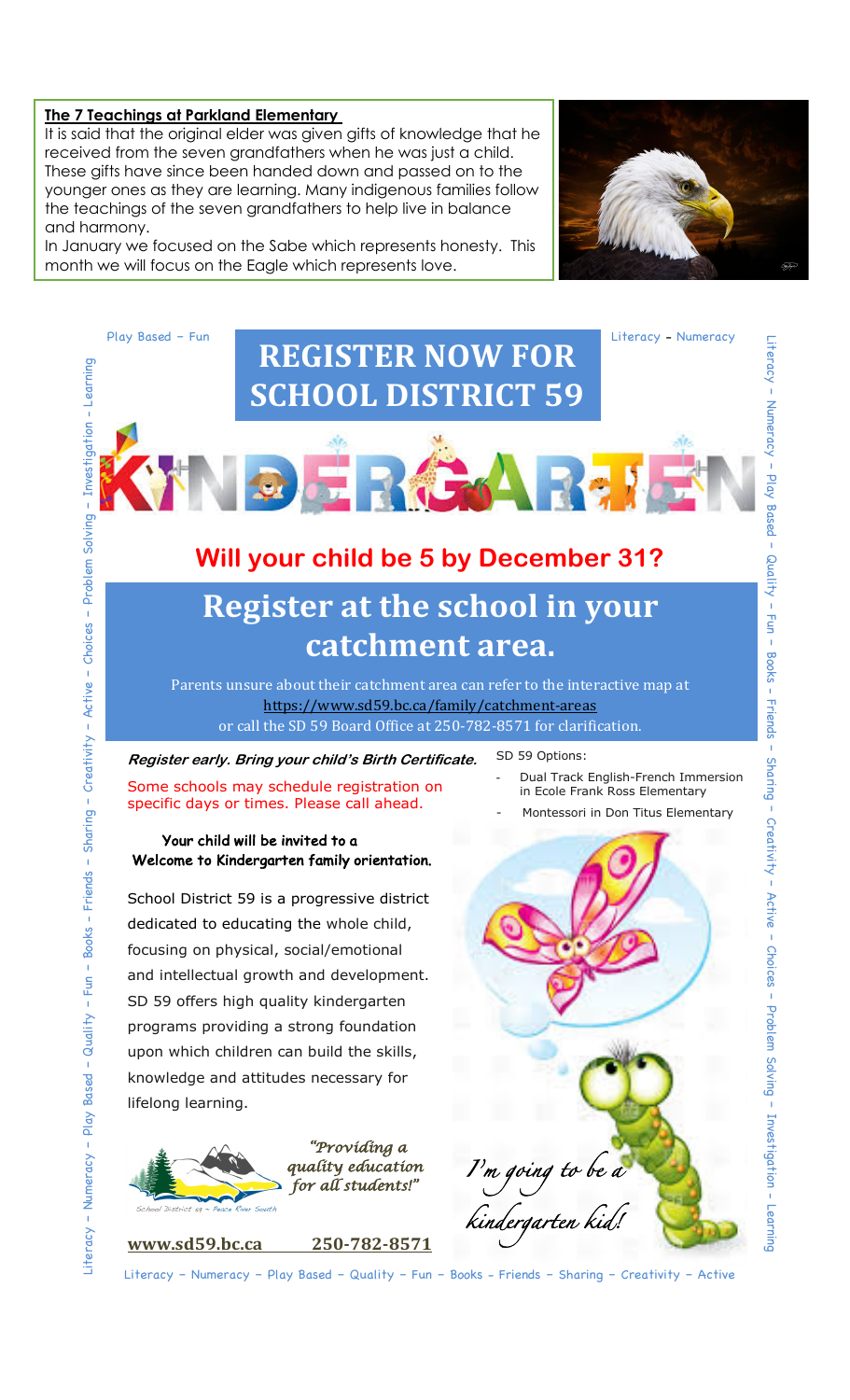**The 7 Teachings at Parkland Elementary**

It is said that the original elder was given gifts of knowledge that he received from the seven grandfathers when he was just a child. These gifts have since been handed down and passed on to the younger ones as they are learning. Many indigenous families follow the teachings of the seven grandfathers to help live in balance and harmony.

In January we focused on the Sabe which represents honesty. This month we will focus on the Eagle which represents love.

Play Based – Fun

Literacy - Numeracy

# REGISTER NOW FOR SCHOOL DISTRICT 59

# KINDERGARTEN

## Will your child be 5 by December 31?

## Register at the school in your catchment area.

Parents unsure about their catchment area can refer to the interactive map at https://www.sd59.bc.ca/family/catchment-areas or call the SD 59 Board Office at 250-782-8571 for clarification.

***Register early. Bring your child's Birth Certificate.***

Some schools may schedule registration on specific days or times. Please call ahead.

**Your child will be invited to a Welcome to Kindergarten family orientation.**

SD 59 Options:

- Dual Track English-French Immersion in Ecole Frank Ross Elementary
- Montessori in Don Titus Elementary

School District 59 is a progressive district dedicated to educating the whole child, focusing on physical, social/emotional and intellectual growth and development. SD 59 offers high quality kindergarten programs providing a strong foundation upon which children can build the skills, knowledge and attitudes necessary for lifelong learning.

*"Providing a quality education for all students!"*

School District 59 ~ Peace River South

*I'm going to be a kindergarten kid!*

**www.sd59.bc.ca 250-782-8571**

Literacy – Numeracy – Play Based – Quality – Fun – Books – Friends – Sharing – Creativity – Active

Literacy – Numeracy – Play Based – Quality – Fun – Books – Friends – Sharing – Creativity – Active – Choices – Problem Solving – Investigation - Learning

Literacy – Numeracy – Play Based – Quality – Fun – Books – Friends – Sharing – Creativity – Active – Choices – Problem Solving – Investigation – Learning